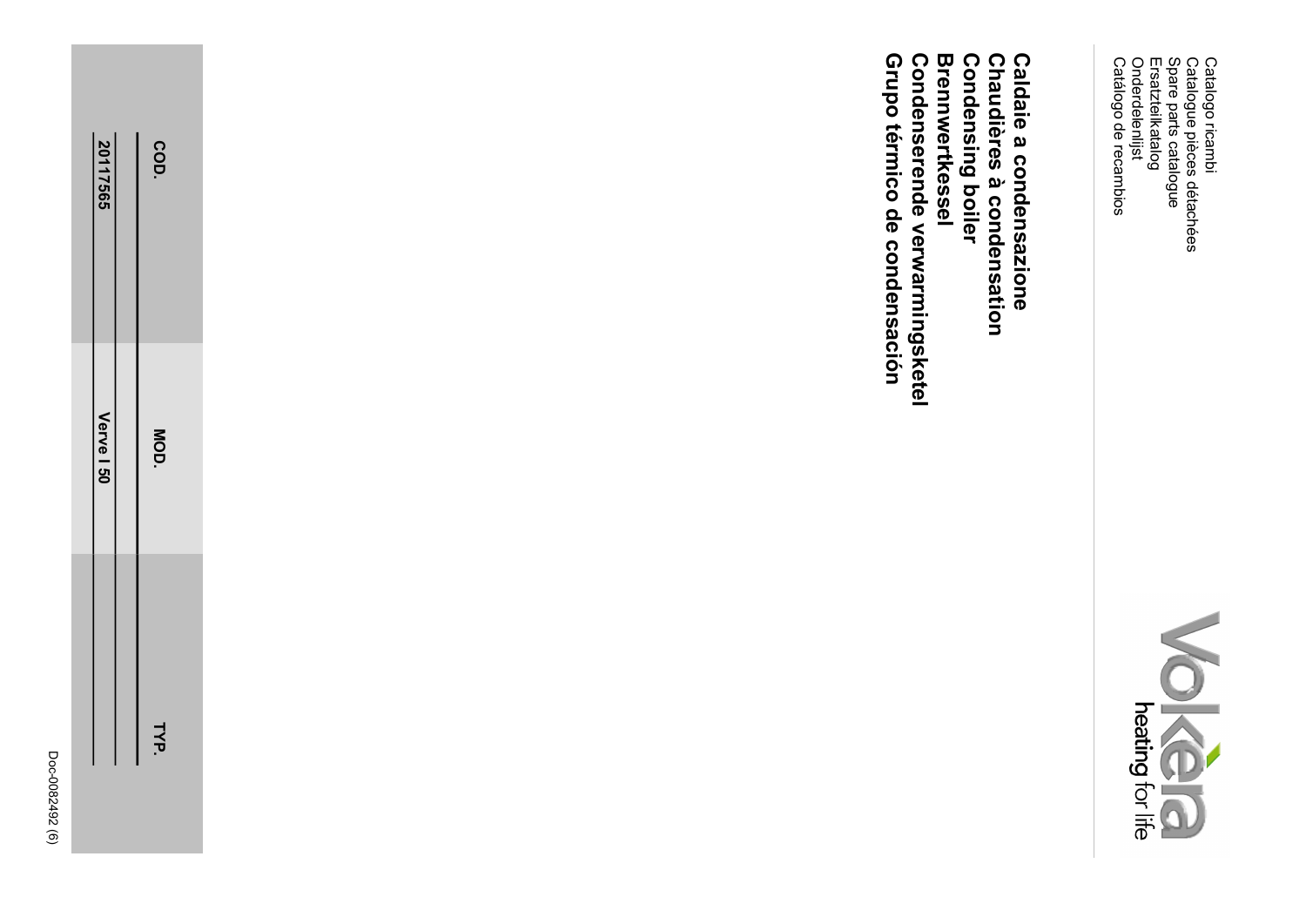Catalogo ricambi
Catalogue pièces détachées
Spare parts catalogue
Ersatzteilkatalog
Onderdelenlijst
Catálogo de recambios

vokèra
heating for life

# Caldaie a condensazione
# Chaudières à condensation
# Condensing boiler
# Brennwertkessel
# Condenserende verwarmingsketel
# Grupo térmico de condensación

| COD. | MOD. | TYP. |
| --- | --- | --- |
| 20117565 | Verve I 50 | |

Doc-0082492 (6)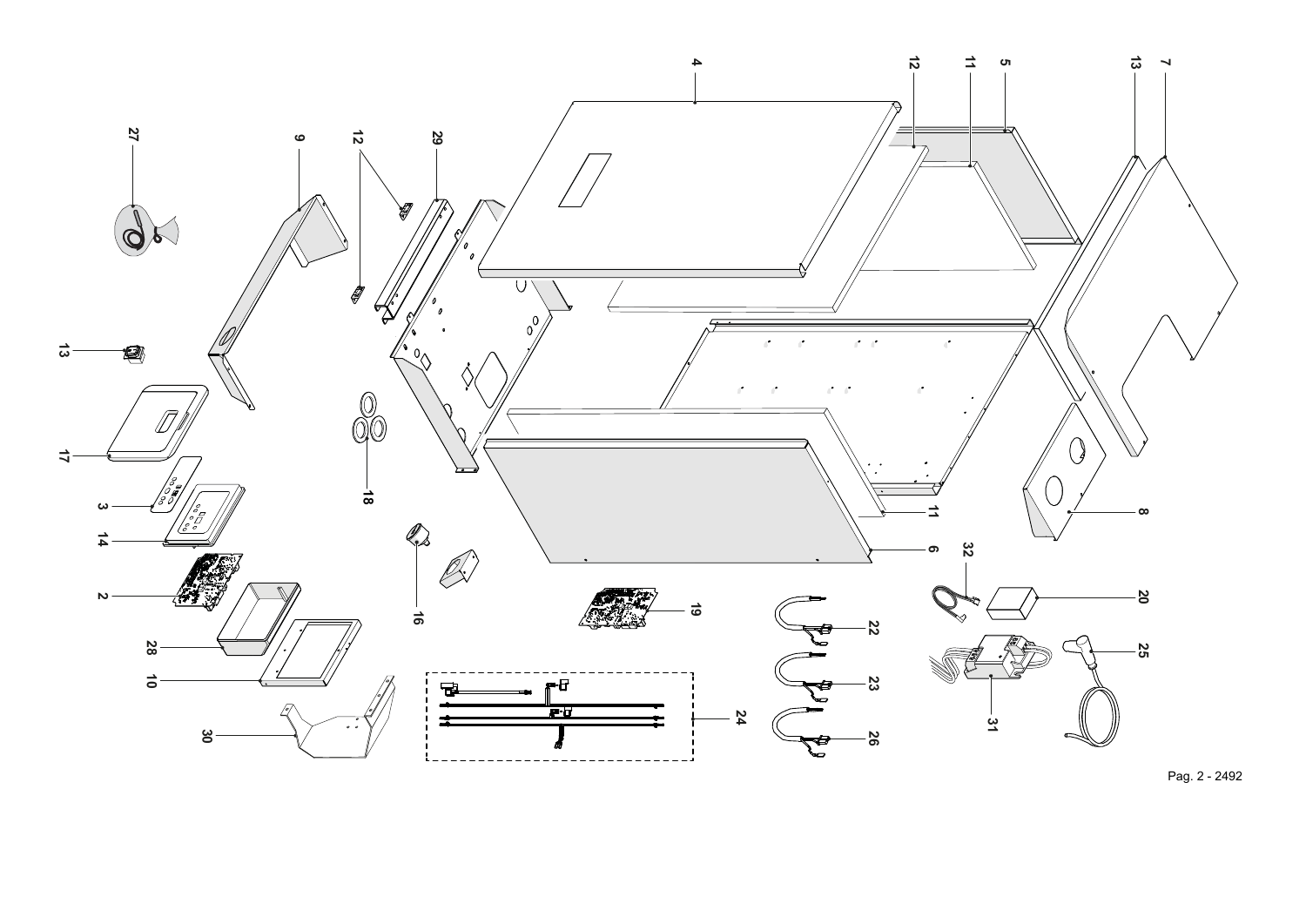4

12

11

5

13

7

27

9

12

29

13

17

3

14

2

28

10

30

18

16

19

11

6

8

32

20

22

23

26

24

25

31

Pag. 2 - 2492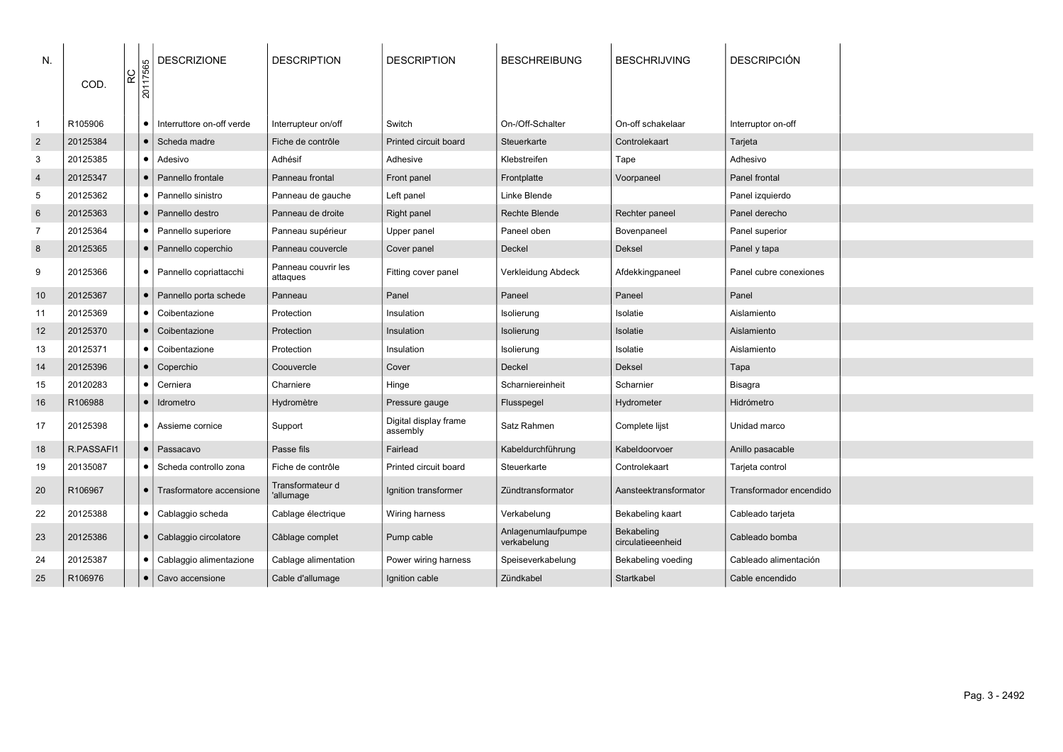| N. | COD. | RC | 20117565 | DESCRIZIONE | DESCRIPTION | DESCRIPTION | BESCHREIBUNG | BESCHRIJVING | DESCRIPCIÓN |
|---|---|---|---|---|---|---|---|---|---|
| 1 | R105906 | | • | Interruttore on-off verde | Interrupteur on/off | Switch | On-/Off-Schalter | On-off schakelaar | Interruptor on-off |
| 2 | 20125384 | | • | Scheda madre | Fiche de contrôle | Printed circuit board | Steuerkarte | Controlekaart | Tarjeta |
| 3 | 20125385 | | • | Adesivo | Adhésif | Adhesive | Klebstreifen | Tape | Adhesivo |
| 4 | 20125347 | | • | Pannello frontale | Panneau frontal | Front panel | Frontplatte | Voorpaneel | Panel frontal |
| 5 | 20125362 | | • | Pannello sinistro | Panneau de gauche | Left panel | Linke Blende | | Panel izquierdo |
| 6 | 20125363 | | • | Pannello destro | Panneau de droite | Right panel | Rechte Blende | Rechter paneel | Panel derecho |
| 7 | 20125364 | | • | Pannello superiore | Panneau supérieur | Upper panel | Paneel oben | Bovenpaneel | Panel superior |
| 8 | 20125365 | | • | Pannello coperchio | Panneau couvercle | Cover panel | Deckel | Deksel | Panel y tapa |
| 9 | 20125366 | | • | Pannello copriattacchi | Panneau couvrir les attaques | Fitting cover panel | Verkleidung Abdeck | Afdekkingpaneel | Panel cubre conexiones |
| 10 | 20125367 | | • | Pannello porta schede | Panneau | Panel | Paneel | Paneel | Panel |
| 11 | 20125369 | | • | Coibentazione | Protection | Insulation | Isolierung | Isolatie | Aislamiento |
| 12 | 20125370 | | • | Coibentazione | Protection | Insulation | Isolierung | Isolatie | Aislamiento |
| 13 | 20125371 | | • | Coibentazione | Protection | Insulation | Isolierung | Isolatie | Aislamiento |
| 14 | 20125396 | | • | Coperchio | Coouvercle | Cover | Deckel | Deksel | Tapa |
| 15 | 20120283 | | • | Cerniera | Charniere | Hinge | Scharniereinheit | Scharnier | Bisagra |
| 16 | R106988 | | • | Idrometro | Hydromètre | Pressure gauge | Flusspegel | Hydrometer | Hidrómetro |
| 17 | 20125398 | | • | Assieme cornice | Support | Digital display frame assembly | Satz Rahmen | Complete lijst | Unidad marco |
| 18 | R.PASSAFI1 | | • | Passacavo | Passe fils | Fairlead | Kabeldurchführung | Kabeldoorvoer | Anillo pasacable |
| 19 | 20135087 | | • | Scheda controllo zona | Fiche de contrôle | Printed circuit board | Steuerkarte | Controlekaart | Tarjeta control |
| 20 | R106967 | | • | Trasformatore accensione | Transformateur d 'allumage | Ignition transformer | Zündtransformator | Aansteektransformator | Transformador encendido |
| 22 | 20125388 | | • | Cablaggio scheda | Cablage électrique | Wiring harness | Verkabelung | Bekabeling kaart | Cableado tarjeta |
| 23 | 20125386 | | • | Cablaggio circolatore | Câblage complet | Pump cable | Anlagenumlaufpumpe verkabelung | Bekabeling circulatieeenheid | Cableado bomba |
| 24 | 20125387 | | • | Cablaggio alimentazione | Cablage alimentation | Power wiring harness | Speiseverkabelung | Bekabeling voeding | Cableado alimentación |
| 25 | R106976 | | • | Cavo accensione | Cable d'allumage | Ignition cable | Zündkabel | Startkabel | Cable encendido |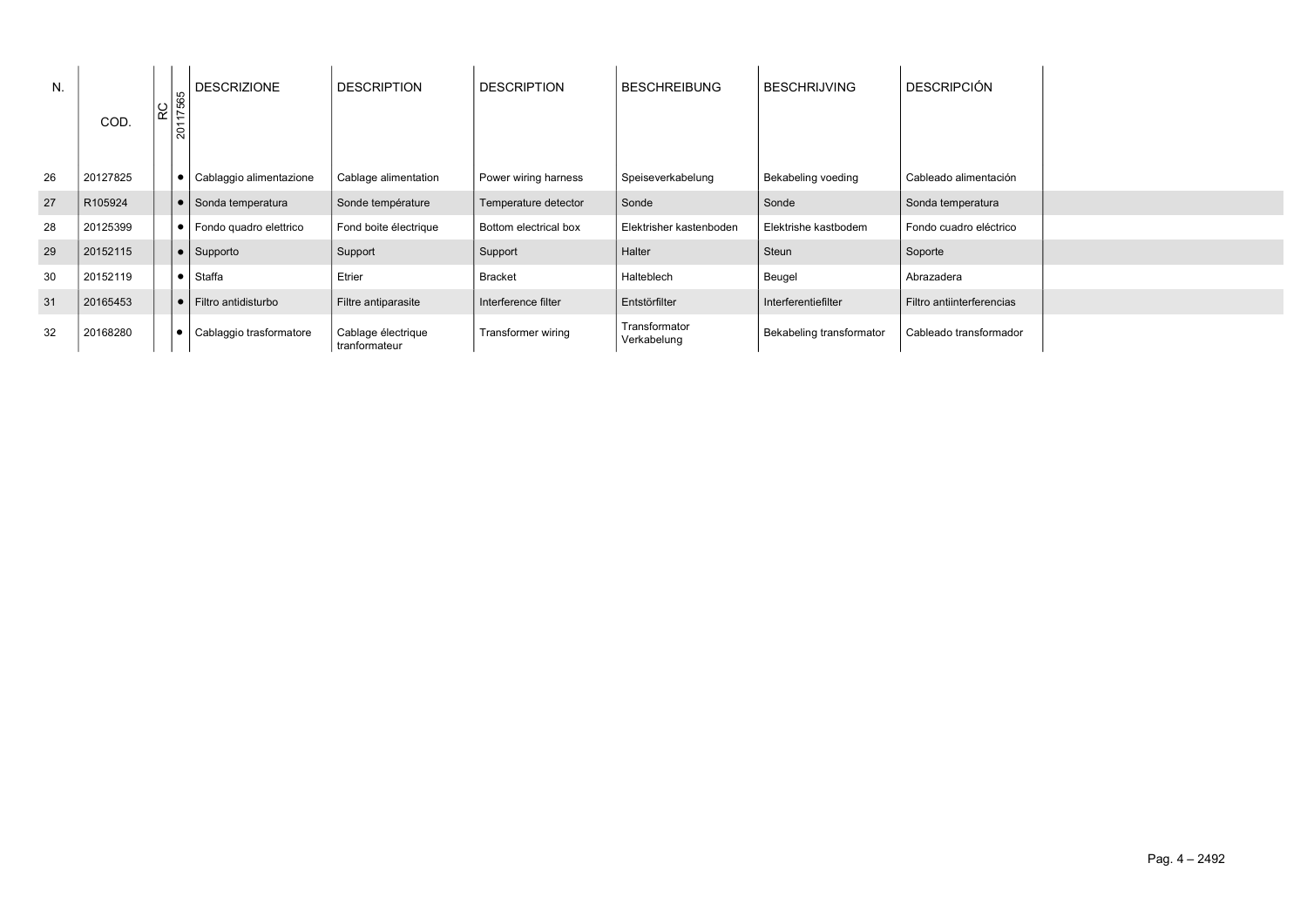| N. | COD. | RC | 20117565 | DESCRIZIONE | DESCRIPTION | DESCRIPTION | BESCHREIBUNG | BESCHRIJVING | DESCRIPCIÓN |
|---|---|---|---|---|---|---|---|---|---|
| 26 | 20127825 | | • | Cablaggio alimentazione | Cablage alimentation | Power wiring harness | Speiseverkabelung | Bekabeling voeding | Cableado alimentación |
| 27 | R105924 | | • | Sonda temperatura | Sonde température | Temperature detector | Sonde | Sonde | Sonda temperatura |
| 28 | 20125399 | | • | Fondo quadro elettrico | Fond boite électrique | Bottom electrical box | Elektrisher kastenboden | Elektrishe kastbodem | Fondo cuadro eléctrico |
| 29 | 20152115 | | • | Supporto | Support | Support | Halter | Steun | Soporte |
| 30 | 20152119 | | • | Staffa | Etrier | Bracket | Halteblech | Beugel | Abrazadera |
| 31 | 20165453 | | • | Filtro antidisturbo | Filtre antiparasite | Interference filter | Entstörfilter | Interferentiefilter | Filtro antiinterferencias |
| 32 | 20168280 | | • | Cablaggio trasformatore | Cablage électrique tranformateur | Transformer wiring | Transformator Verkabelung | Bekabeling transformator | Cableado transformador |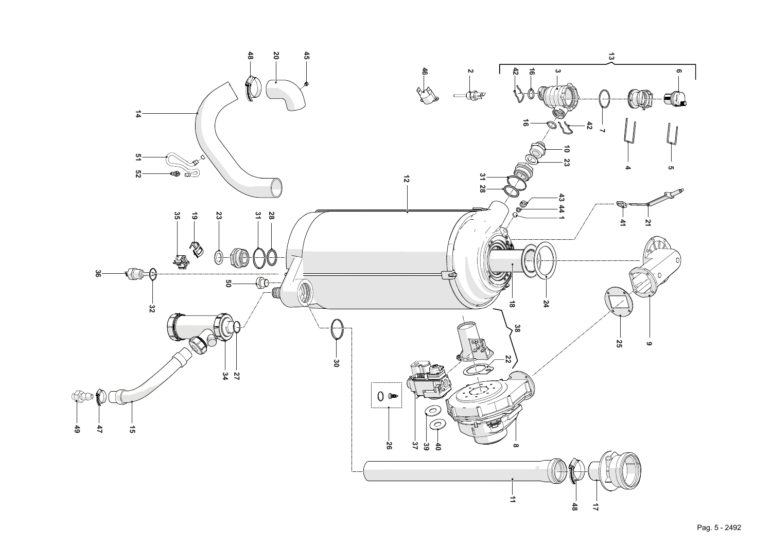13

48 20 45

46 2 42 16 3 6

16 42 7

14

10

4 5

23

51

52

12

31 28

43 44 1

41 21

35 19 23 31 28

36

32

50

18 24

9

25

38

34 27

30

22

26

37 39 40

8

49 47 15

11

48 17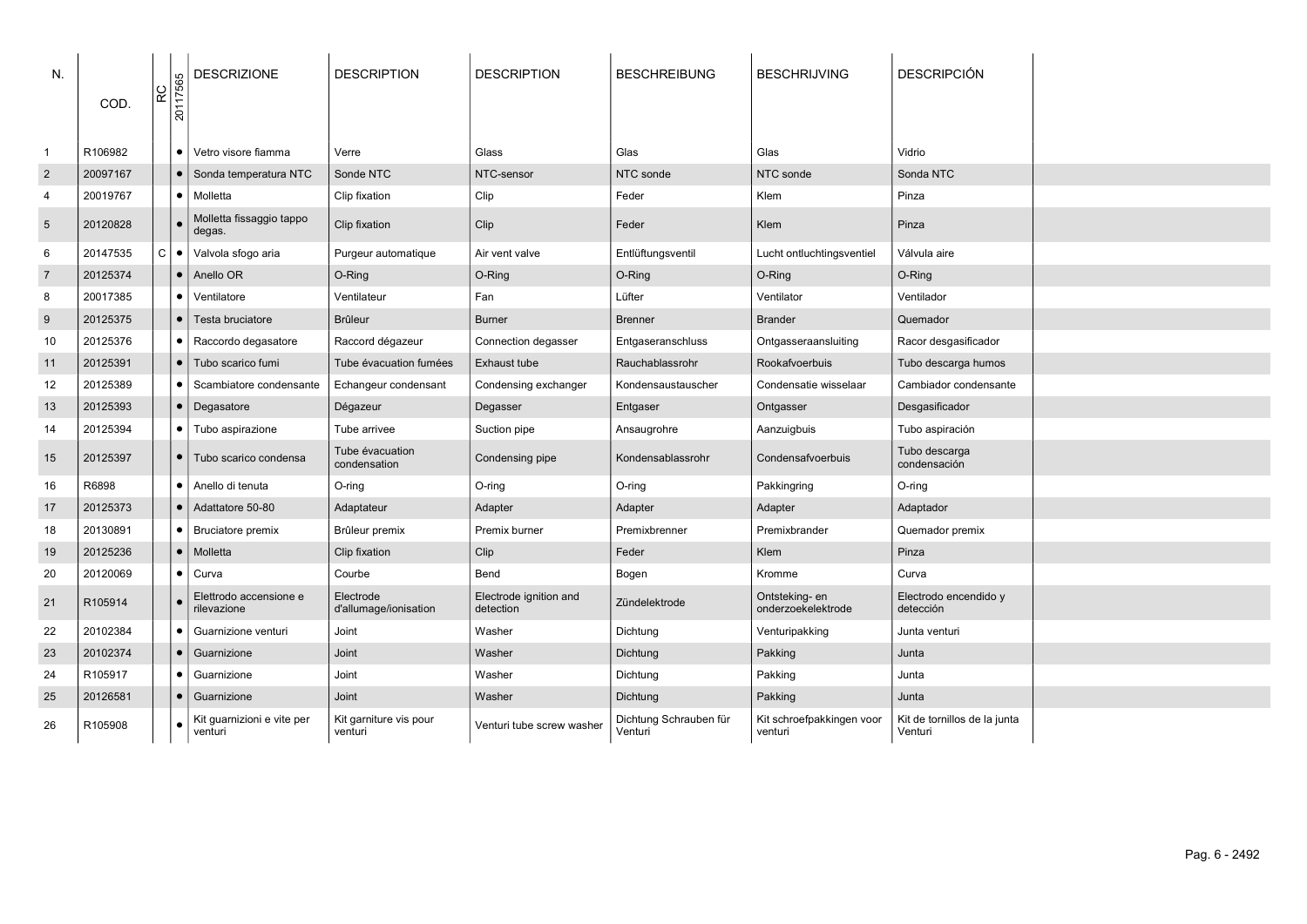| N. | COD. | RC | 20117565 | DESCRIZIONE | DESCRIPTION | DESCRIPTION | BESCHREIBUNG | BESCHRIJVING | DESCRIPCIÓN |
|---|---|---|---|---|---|---|---|---|---|
| 1 | R106982 | | • | Vetro visore fiamma | Verre | Glass | Glas | Glas | Vidrio |
| 2 | 20097167 | | • | Sonda temperatura NTC | Sonde NTC | NTC-sensor | NTC sonde | NTC sonde | Sonda NTC |
| 4 | 20019767 | | • | Molletta | Clip fixation | Clip | Feder | Klem | Pinza |
| 5 | 20120828 | | • | Molletta fissaggio tappo degas. | Clip fixation | Clip | Feder | Klem | Pinza |
| 6 | 20147535 | C | • | Valvola sfogo aria | Purgeur automatique | Air vent valve | Entlüftungsventil | Lucht ontluchtingsventiel | Válvula aire |
| 7 | 20125374 | | • | Anello OR | O-Ring | O-Ring | O-Ring | O-Ring | O-Ring |
| 8 | 20017385 | | • | Ventilatore | Ventilateur | Fan | Lüfter | Ventilator | Ventilador |
| 9 | 20125375 | | • | Testa bruciatore | Brûleur | Burner | Brenner | Brander | Quemador |
| 10 | 20125376 | | • | Raccordo degasatore | Raccord dégazeur | Connection degasser | Entgaseranschluss | Ontgasseraansluiting | Racor desgasificador |
| 11 | 20125391 | | • | Tubo scarico fumi | Tube évacuation fumées | Exhaust tube | Rauchablassrohr | Rookafvoerbuis | Tubo descarga humos |
| 12 | 20125389 | | • | Scambiatore condensante | Echangeur condensant | Condensing exchanger | Kondensaustauscher | Condensatie wisselaar | Cambiador condensante |
| 13 | 20125393 | | • | Degasatore | Dégazeur | Degasser | Entgaser | Ontgasser | Desgasificador |
| 14 | 20125394 | | • | Tubo aspirazione | Tube arrivee | Suction pipe | Ansaugrohre | Aanzuigbuis | Tubo aspiración |
| 15 | 20125397 | | • | Tubo scarico condensa | Tube évacuation condensation | Condensing pipe | Kondensablassrohr | Condensafvoerbuis | Tubo descarga condensación |
| 16 | R6898 | | • | Anello di tenuta | O-ring | O-ring | O-ring | Pakkingring | O-ring |
| 17 | 20125373 | | • | Adattatore 50-80 | Adaptateur | Adapter | Adapter | Adapter | Adaptador |
| 18 | 20130891 | | • | Bruciatore premix | Brûleur premix | Premix burner | Premixbrenner | Premixbrander | Quemador premix |
| 19 | 20125236 | | • | Molletta | Clip fixation | Clip | Feder | Klem | Pinza |
| 20 | 20120069 | | • | Curva | Courbe | Bend | Bogen | Kromme | Curva |
| 21 | R105914 | | • | Elettrodo accensione e rilevazione | Electrode d'allumage/ionisation | Electrode ignition and detection | Zündelektrode | Ontsteking- en onderzoekelektrode | Electrodo encendido y detección |
| 22 | 20102384 | | • | Guarnizione venturi | Joint | Washer | Dichtung | Venturipakking | Junta venturi |
| 23 | 20102374 | | • | Guarnizione | Joint | Washer | Dichtung | Pakking | Junta |
| 24 | R105917 | | • | Guarnizione | Joint | Washer | Dichtung | Pakking | Junta |
| 25 | 20126581 | | • | Guarnizione | Joint | Washer | Dichtung | Pakking | Junta |
| 26 | R105908 | | • | Kit guarnizioni e vite per venturi | Kit garniture vis pour venturi | Venturi tube screw washer | Dichtung Schrauben für Venturi | Kit schroefpakkingen voor venturi | Kit de tornillos de la junta Venturi |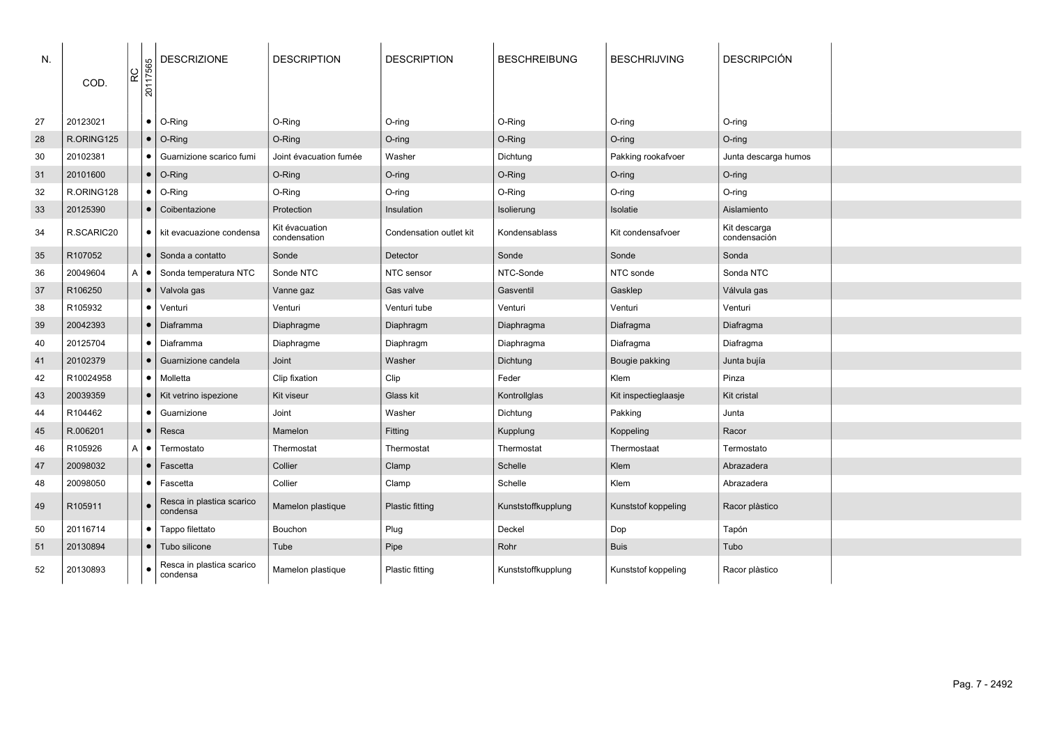| N. | COD. | RC | 20117565 | DESCRIZIONE | DESCRIPTION | DESCRIPTION | BESCHREIBUNG | BESCHRIJVING | DESCRIPCIÓN |
|---|---|---|---|---|---|---|---|---|---|
| 27 | 20123021 | | • | O-Ring | O-Ring | O-ring | O-Ring | O-ring | O-ring |
| 28 | R.ORING125 | | • | O-Ring | O-Ring | O-ring | O-Ring | O-ring | O-ring |
| 30 | 20102381 | | • | Guarnizione scarico fumi | Joint évacuation fumée | Washer | Dichtung | Pakking rookafvoer | Junta descarga humos |
| 31 | 20101600 | | • | O-Ring | O-Ring | O-ring | O-Ring | O-ring | O-ring |
| 32 | R.ORING128 | | • | O-Ring | O-Ring | O-ring | O-Ring | O-ring | O-ring |
| 33 | 20125390 | | • | Coibentazione | Protection | Insulation | Isolierung | Isolatie | Aislamiento |
| 34 | R.SCARIC20 | | • | kit evacuazione condensa | Kit évacuation condensation | Condensation outlet kit | Kondensablass | Kit condensafvoer | Kit descarga condensación |
| 35 | R107052 | | • | Sonda a contatto | Sonde | Detector | Sonde | Sonde | Sonda |
| 36 | 20049604 | A | • | Sonda temperatura NTC | Sonde NTC | NTC sensor | NTC-Sonde | NTC sonde | Sonda NTC |
| 37 | R106250 | | • | Valvola gas | Vanne gaz | Gas valve | Gasventil | Gasklep | Válvula gas |
| 38 | R105932 | | • | Venturi | Venturi | Venturi tube | Venturi | Venturi | Venturi |
| 39 | 20042393 | | • | Diaframma | Diaphragme | Diaphragm | Diaphragma | Diafragma | Diafragma |
| 40 | 20125704 | | • | Diaframma | Diaphragme | Diaphragm | Diaphragma | Diafragma | Diafragma |
| 41 | 20102379 | | • | Guarnizione candela | Joint | Washer | Dichtung | Bougie pakking | Junta bujía |
| 42 | R10024958 | | • | Molletta | Clip fixation | Clip | Feder | Klem | Pinza |
| 43 | 20039359 | | • | Kit vetrino ispezione | Kit viseur | Glass kit | Kontrollglas | Kit inspectieglaasje | Kit cristal |
| 44 | R104462 | | • | Guarnizione | Joint | Washer | Dichtung | Pakking | Junta |
| 45 | R.006201 | | • | Resca | Mamelon | Fitting | Kupplung | Koppeling | Racor |
| 46 | R105926 | A | • | Termostato | Thermostat | Thermostat | Thermostat | Thermostaat | Termostato |
| 47 | 20098032 | | • | Fascetta | Collier | Clamp | Schelle | Klem | Abrazadera |
| 48 | 20098050 | | • | Fascetta | Collier | Clamp | Schelle | Klem | Abrazadera |
| 49 | R105911 | | • | Resca in plastica scarico condensa | Mamelon plastique | Plastic fitting | Kunststoffkupplung | Kunststof koppeling | Racor plàstico |
| 50 | 20116714 | | • | Tappo filettato | Bouchon | Plug | Deckel | Dop | Tapón |
| 51 | 20130894 | | • | Tubo silicone | Tube | Pipe | Rohr | Buis | Tubo |
| 52 | 20130893 | | • | Resca in plastica scarico condensa | Mamelon plastique | Plastic fitting | Kunststoffkupplung | Kunststof koppeling | Racor plàstico |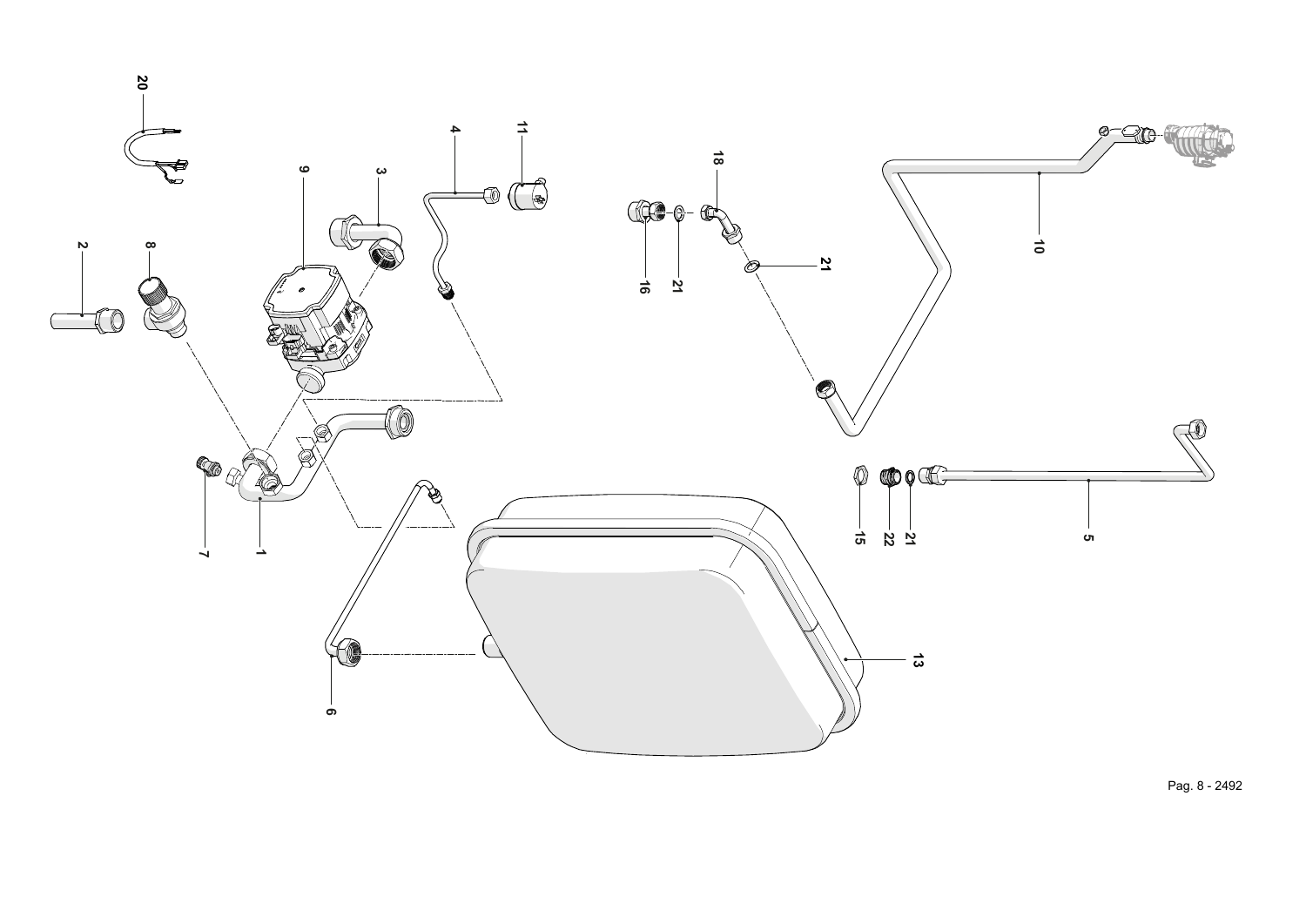20

4

11

18

9

3

10

2

8

16

21

21

7

1

15

22

21

5

13

6

Pag. 8 - 2492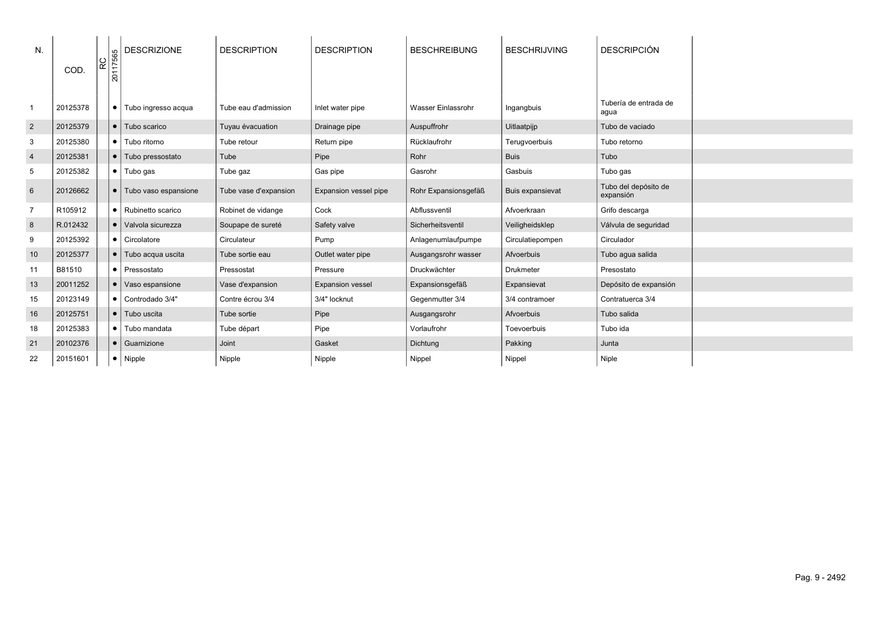| N. | COD. | RC | 20117565 | DESCRIZIONE | DESCRIPTION | DESCRIPTION | BESCHREIBUNG | BESCHRIJVING | DESCRIPCIÓN |
|---|---|---|---|---|---|---|---|---|---|
| 1 | 20125378 | | • | Tubo ingresso acqua | Tube eau d'admission | Inlet water pipe | Wasser Einlassrohr | Ingangbuis | Tubería de entrada de agua |
| 2 | 20125379 | | • | Tubo scarico | Tuyau évacuation | Drainage pipe | Auspuffrohr | Uitlaatpijp | Tubo de vaciado |
| 3 | 20125380 | | • | Tubo ritorno | Tube retour | Return pipe | Rücklaufrohr | Terugvoerbuis | Tubo retorno |
| 4 | 20125381 | | • | Tubo pressostato | Tube | Pipe | Rohr | Buis | Tubo |
| 5 | 20125382 | | • | Tubo gas | Tube gaz | Gas pipe | Gasrohr | Gasbuis | Tubo gas |
| 6 | 20126662 | | • | Tubo vaso espansione | Tube vase d'expansion | Expansion vessel pipe | Rohr Expansionsgefäß | Buis expansievat | Tubo del depósito de expansión |
| 7 | R105912 | | • | Rubinetto scarico | Robinet de vidange | Cock | Abflussventil | Afvoerkraan | Grifo descarga |
| 8 | R.012432 | | • | Valvola sicurezza | Soupape de sureté | Safety valve | Sicherheitsventil | Veiligheidsklep | Válvula de seguridad |
| 9 | 20125392 | | • | Circolatore | Circulateur | Pump | Anlagenumlaufpumpe | Circulatiepompen | Circulador |
| 10 | 20125377 | | • | Tubo acqua uscita | Tube sortie eau | Outlet water pipe | Ausgangsrohr wasser | Afvoerbuis | Tubo agua salida |
| 11 | B81510 | | • | Pressostato | Pressostat | Pressure | Druckwächter | Drukmeter | Presostato |
| 13 | 20011252 | | • | Vaso espansione | Vase d'expansion | Expansion vessel | Expansionsgefäß | Expansievat | Depósito de expansión |
| 15 | 20123149 | | • | Controdado 3/4" | Contre écrou 3/4 | 3/4" locknut | Gegenmutter 3/4 | 3/4 contramoer | Contratuerca 3/4 |
| 16 | 20125751 | | • | Tubo uscita | Tube sortie | Pipe | Ausgangsrohr | Afvoerbuis | Tubo salida |
| 18 | 20125383 | | • | Tubo mandata | Tube départ | Pipe | Vorlaufrohr | Toevoerbuis | Tubo ida |
| 21 | 20102376 | | • | Guarnizione | Joint | Gasket | Dichtung | Pakking | Junta |
| 22 | 20151601 | | • | Nipple | Nipple | Nipple | Nippel | Nippel | Niple |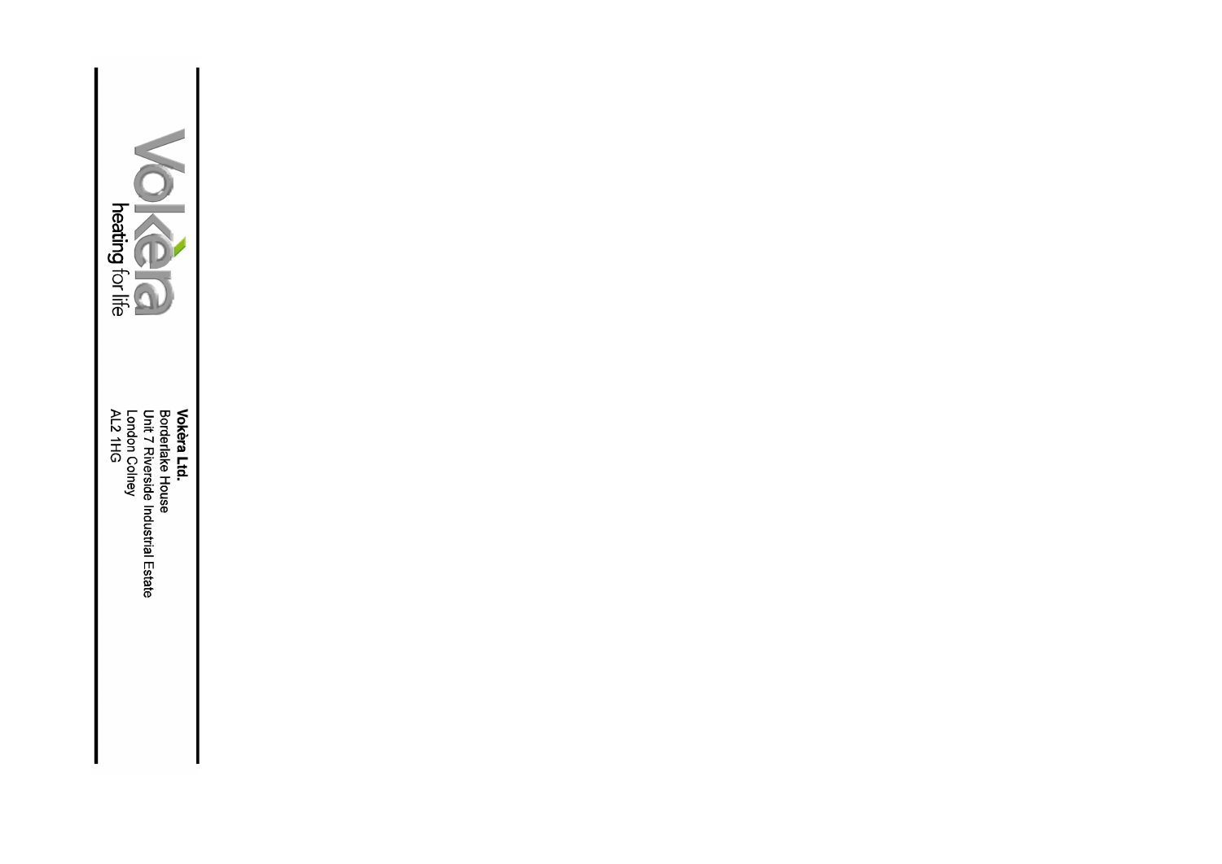Vokèra

heating for life

**Vokèra Ltd.**
Borderlake House
Unit 7 Riverside Industrial Estate
London Colney
AL2 1HG